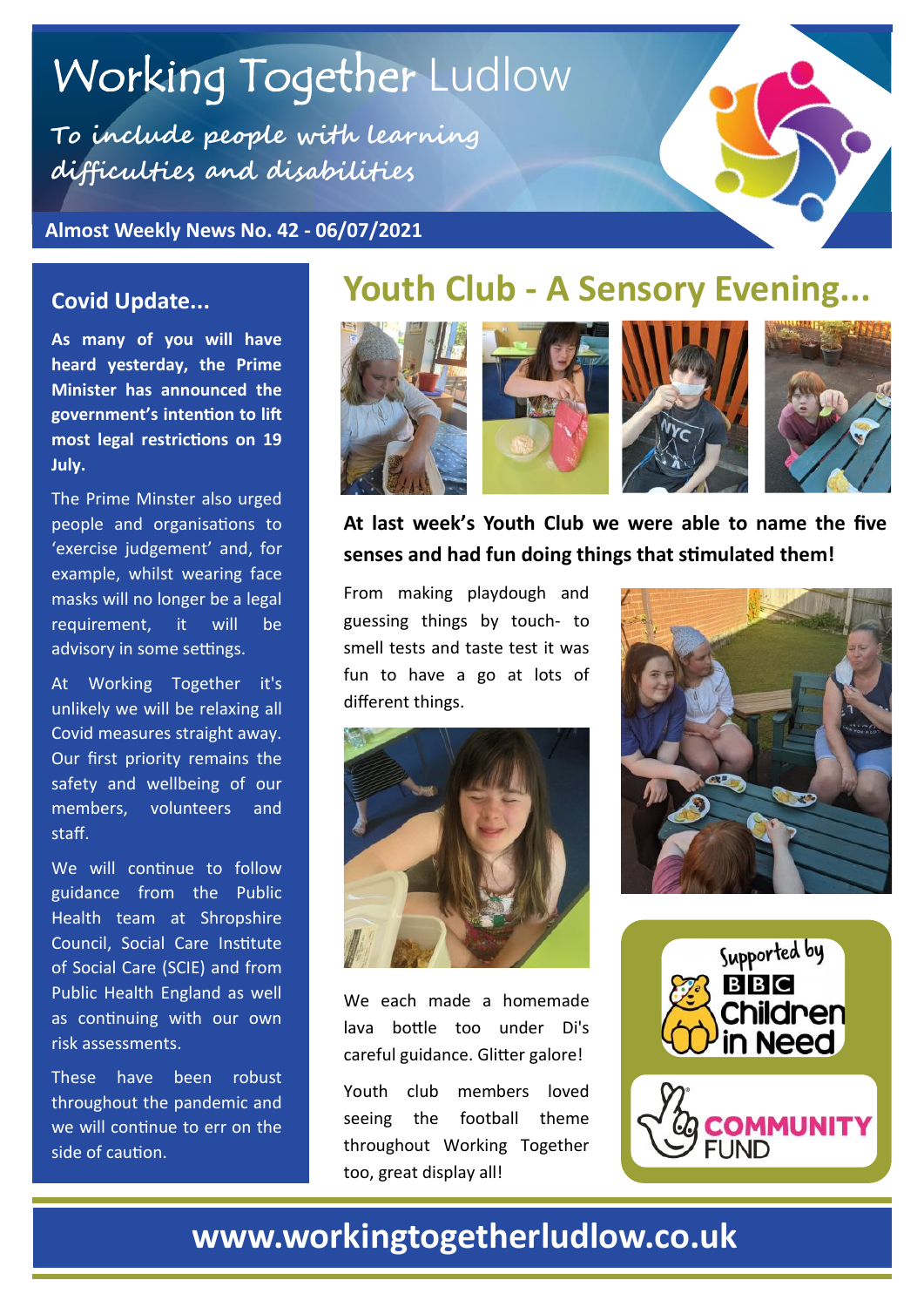# Working Together Ludlow

**To include people with learning difficulties and disabilities**

**Almost Weekly News No. 42 - 06/07/2021**

## Covid Update...

**As many of you will have heard yesterday, the Prime Minister has announced the government's intention to lift most legal restrictions on 19 July.**

The Prime Minster also urged people and organisations to 'exercise judgement' and, for example, whilst wearing face masks will no longer be a legal requirement, it will be advisory in some settings.

At Working Together it's unlikely we will be relaxing all Covid measures straight away. Our first priority remains the safety and wellbeing of our members, volunteers and staff.

We will continue to follow guidance from the Public Health team at Shropshire Council, Social Care Institute of Social Care (SCIE) and from Public Health England as well as continuing with our own risk assessments.

These have been robust throughout the pandemic and we will continue to err on the side of caution.

## Youth Club - A Sensory Evening...

**At last week's Youth Club we were able to name the five senses and had fun doing things that stimulated them!**

From making playdough and guessing things by touch- to smell tests and taste test it was fun to have a go at lots of different things.

We each made a homemade lava bottle too under Di's careful guidance. Glitter galore!

Youth club members loved seeing the football theme throughout Working Together too, great display all!

Supported by BBC Children in Need

COMMUNITY FUND

**www.workingtogetherludlow.co.uk**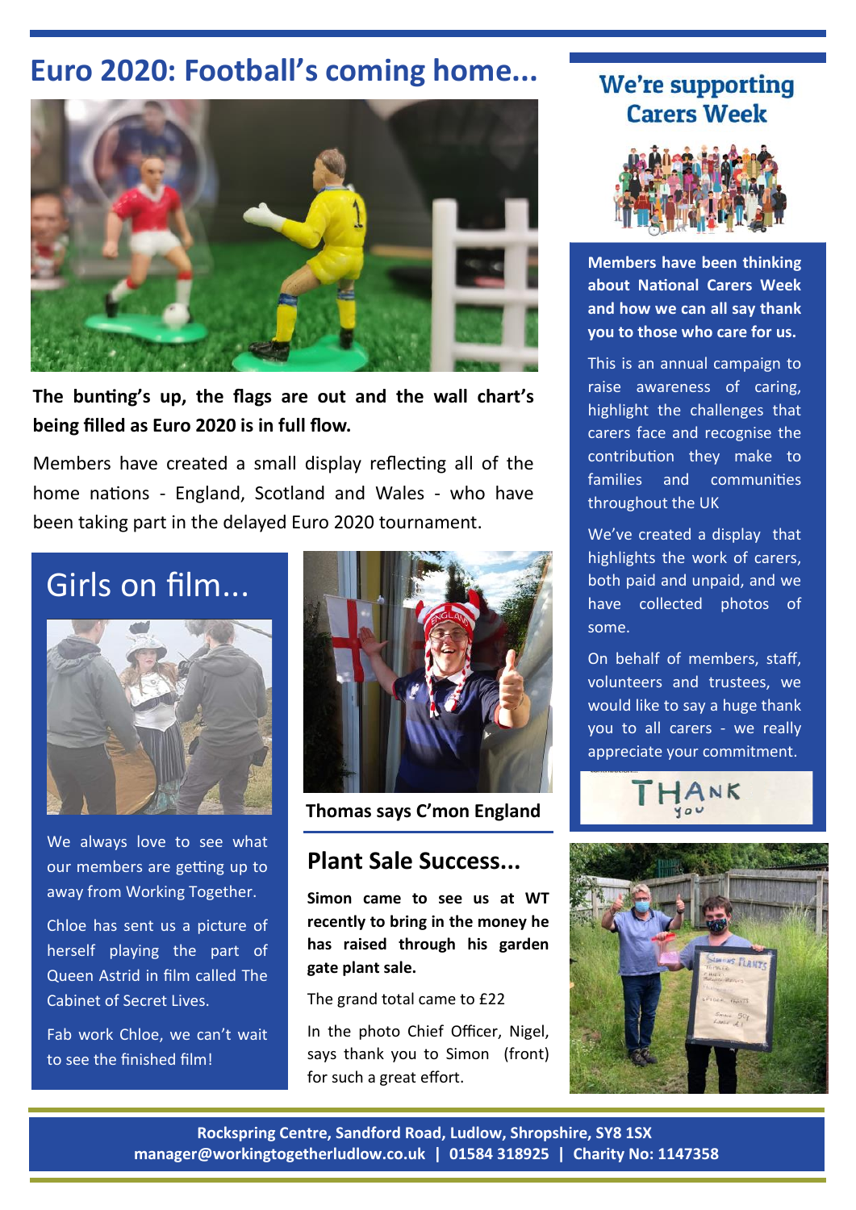## Euro 2020: Football's coming home...

**The bunting's up, the flags are out and the wall chart's being filled as Euro 2020 is in full flow.**

Members have created a small display reflecting all of the home nations - England, Scotland and Wales - who have been taking part in the delayed Euro 2020 tournament.

## Girls on film...

We always love to see what our members are getting up to away from Working Together.

Chloe has sent us a picture of herself playing the part of Queen Astrid in film called The Cabinet of Secret Lives.

Fab work Chloe, we can't wait to see the finished film!

**Thomas says C'mon England**

## Plant Sale Success...

**Simon came to see us at WT recently to bring in the money he has raised through his garden gate plant sale.**

The grand total came to £22

In the photo Chief Officer, Nigel, says thank you to Simon (front) for such a great effort.

## We're supporting Carers Week

**Members have been thinking about National Carers Week and how we can all say thank you to those who care for us.**

This is an annual campaign to raise awareness of caring, highlight the challenges that carers face and recognise the contribution they make to families and communities throughout the UK

We've created a display that highlights the work of carers, both paid and unpaid, and we have collected photos of some.

On behalf of members, staff, volunteers and trustees, we would like to say a huge thank you to all carers - we really appreciate your commitment.

**Rockspring Centre, Sandford Road, Ludlow, Shropshire, SY8 1SX**
**manager@workingtogetherludlow.co.uk | 01584 318925 | Charity No: 1147358**